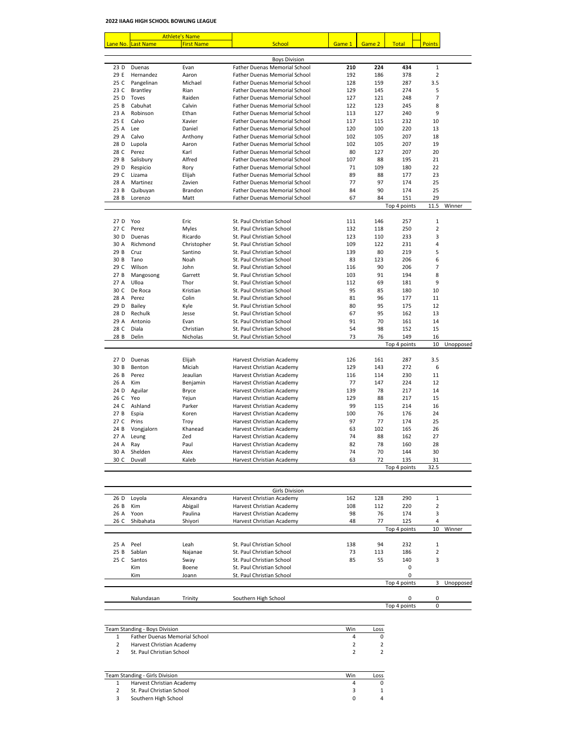**2022 IIAAG HIGH SCHOOL BOWLING LEAGUE**

| | Athlete's Name | | | | | | | |
|---|---|---|---|---|---|---|---|---|
| Lane No. | Last Name | First Name | School | Game 1 | Game 2 | Total | Points | |
| | | | Boys Division | | | | | |
| 23 D | Duenas | Evan | Father Duenas Memorial School | **210** | **224** | **434** | 1 | |
| 29 E | Hernandez | Aaron | Father Duenas Memorial School | 192 | 186 | 378 | 2 | |
| 25 C | Pangelinan | Michael | Father Duenas Memorial School | 128 | 159 | 287 | 3.5 | |
| 23 C | Brantley | Rian | Father Duenas Memorial School | 129 | 145 | 274 | 5 | |
| 25 D | Toves | Raiden | Father Duenas Memorial School | 127 | 121 | 248 | 7 | |
| 25 B | Cabuhat | Calvin | Father Duenas Memorial School | 122 | 123 | 245 | 8 | |
| 23 A | Robinson | Ethan | Father Duenas Memorial School | 113 | 127 | 240 | 9 | |
| 25 E | Calvo | Xavier | Father Duenas Memorial School | 117 | 115 | 232 | 10 | |
| 25 A | Lee | Daniel | Father Duenas Memorial School | 120 | 100 | 220 | 13 | |
| 29 A | Calvo | Anthony | Father Duenas Memorial School | 102 | 105 | 207 | 18 | |
| 28 D | Lupola | Aaron | Father Duenas Memorial School | 102 | 105 | 207 | 19 | |
| 28 C | Perez | Karl | Father Duenas Memorial School | 80 | 127 | 207 | 20 | |
| 29 B | Salisbury | Alfred | Father Duenas Memorial School | 107 | 88 | 195 | 21 | |
| 29 D | Respicio | Rory | Father Duenas Memorial School | 71 | 109 | 180 | 22 | |
| 29 C | Lizama | Elijah | Father Duenas Memorial School | 89 | 88 | 177 | 23 | |
| 28 A | Martinez | Zavien | Father Duenas Memorial School | 77 | 97 | 174 | 25 | |
| 23 B | Quibuyan | Brandon | Father Duenas Memorial School | 84 | 90 | 174 | 25 | |
| 28 B | Lorenzo | Matt | Father Duenas Memorial School | 67 | 84 | 151 | 29 | |
| | | | | | | Top 4 points | 11.5 | Winner |
| 27 D | Yoo | Eric | St. Paul Christian School | 111 | 146 | 257 | 1 | |
| 27 C | Perez | Myles | St. Paul Christian School | 132 | 118 | 250 | 2 | |
| 30 D | Duenas | Ricardo | St. Paul Christian School | 123 | 110 | 233 | 3 | |
| 30 A | Richmond | Christopher | St. Paul Christian School | 109 | 122 | 231 | 4 | |
| 29 B | Cruz | Santino | St. Paul Christian School | 139 | 80 | 219 | 5 | |
| 30 B | Tano | Noah | St. Paul Christian School | 83 | 123 | 206 | 6 | |
| 29 C | Wilson | John | St. Paul Christian School | 116 | 90 | 206 | 7 | |
| 27 B | Mangosong | Garrett | St. Paul Christian School | 103 | 91 | 194 | 8 | |
| 27 A | Ulloa | Thor | St. Paul Christian School | 112 | 69 | 181 | 9 | |
| 30 C | De Roca | Kristian | St. Paul Christian School | 95 | 85 | 180 | 10 | |
| 28 A | Perez | Colin | St. Paul Christian School | 81 | 96 | 177 | 11 | |
| 29 D | Bailey | Kyle | St. Paul Christian School | 80 | 95 | 175 | 12 | |
| 28 D | Rechulk | Jesse | St. Paul Christian School | 67 | 95 | 162 | 13 | |
| 29 A | Antonio | Evan | St. Paul Christian School | 91 | 70 | 161 | 14 | |
| 28 C | Diala | Christian | St. Paul Christian School | 54 | 98 | 152 | 15 | |
| 28 B | Delin | Nicholas | St. Paul Christian School | 73 | 76 | 149 | 16 | |
| | | | | | | Top 4 points | 10 | Unopposed |
| 27 D | Duenas | Elijah | Harvest Christian Academy | 126 | 161 | 287 | 3.5 | |
| 30 B | Benton | Miciah | Harvest Christian Academy | 129 | 143 | 272 | 6 | |
| 26 B | Perez | Jeaulian | Harvest Christian Academy | 116 | 114 | 230 | 11 | |
| 26 A | Kim | Benjamin | Harvest Christian Academy | 77 | 147 | 224 | 12 | |
| 24 D | Aguilar | Bryce | Harvest Christian Academy | 139 | 78 | 217 | 14 | |
| 26 C | Yeo | Yejun | Harvest Christian Academy | 129 | 88 | 217 | 15 | |
| 24 C | Ashland | Parker | Harvest Christian Academy | 99 | 115 | 214 | 16 | |
| 27 B | Espia | Koren | Harvest Christian Academy | 100 | 76 | 176 | 24 | |
| 27 C | Prins | Troy | Harvest Christian Academy | 97 | 77 | 174 | 25 | |
| 24 B | Vongjalorn | Khanead | Harvest Christian Academy | 63 | 102 | 165 | 26 | |
| 27 A | Leung | Zed | Harvest Christian Academy | 74 | 88 | 162 | 27 | |
| 24 A | Ray | Paul | Harvest Christian Academy | 82 | 78 | 160 | 28 | |
| 30 A | Shelden | Alex | Harvest Christian Academy | 74 | 70 | 144 | 30 | |
| 30 C | Duvall | Kaleb | Harvest Christian Academy | 63 | 72 | 135 | 31 | |
| | | | | | | Top 4 points | 32.5 | |
| | | | Girls Division | | | | | |
| 26 D | Loyola | Alexandra | Harvest Christian Academy | 162 | 128 | 290 | 1 | |
| 26 B | Kim | Abigail | Harvest Christian Academy | 108 | 112 | 220 | 2 | |
| 26 A | Yoon | Paulina | Harvest Christian Academy | 98 | 76 | 174 | 3 | |
| 26 C | Shibahata | Shiyori | Harvest Christian Academy | 48 | 77 | 125 | 4 | |
| | | | | | | Top 4 points | 10 | Winner |
| 25 A | Peel | Leah | St. Paul Christian School | 138 | 94 | 232 | 1 | |
| 25 B | Sablan | Najanae | St. Paul Christian School | 73 | 113 | 186 | 2 | |
| 25 C | Santos | Sway | St. Paul Christian School | 85 | 55 | 140 | 3 | |
| | Kim | Boene | St. Paul Christian School | | | 0 | | |
| | Kim | Joann | St. Paul Christian School | | | 0 | | |
| | | | | | | Top 4 points | 3 | Unopposed |
| | Nalundasan | Trinity | Southern High School | | | 0 | 0 | |
| | | | | | | Top 4 points | 0 | |

| Team Standing - Boys Division | | Win | Loss |
|---|---|---|---|
| 1 | Father Duenas Memorial School | 4 | 0 |
| 2 | Harvest Christian Academy | 2 | 2 |
| 2 | St. Paul Christian School | 2 | 2 |

| Team Standing - Girls Division | | Win | Loss |
|---|---|---|---|
| 1 | Harvest Christian Academy | 4 | 0 |
| 2 | St. Paul Christian School | 3 | 1 |
| 3 | Southern High School | 0 | 4 |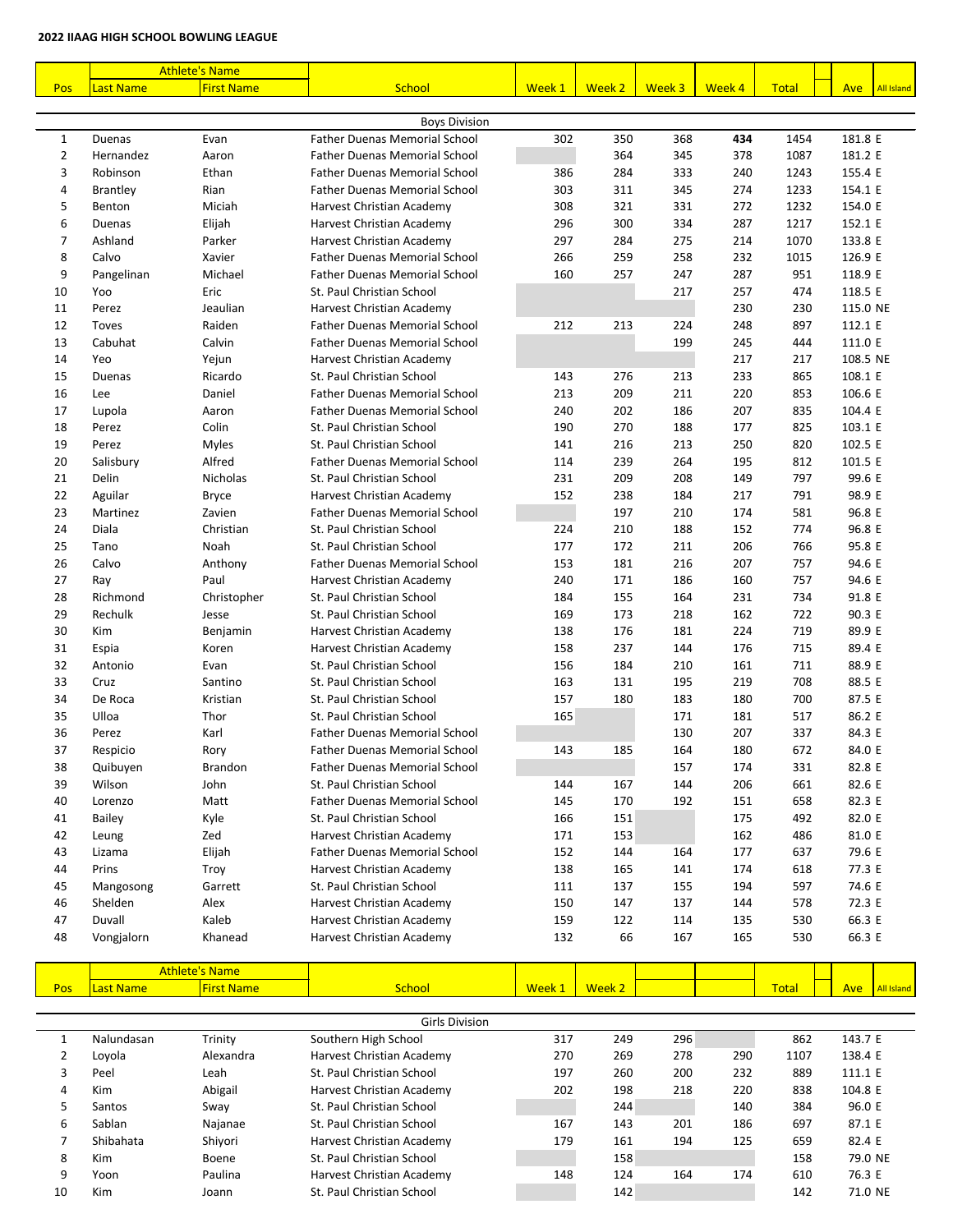**2022 IIAAG HIGH SCHOOL BOWLING LEAGUE**

| | Athlete's Name | | | | | | | | | | |
|---|---|---|---|---|---|---|---|---|---|---|---|
| Pos | Last Name | First Name | School | Week 1 | Week 2 | Week 3 | Week 4 | Total | | Ave | All Island |
| | | | Boys Division | | | | | | | | |
| 1 | Duenas | Evan | Father Duenas Memorial School | 302 | 350 | 368 | **434** | 1454 | | 181.8 | E |
| 2 | Hernandez | Aaron | Father Duenas Memorial School | | 364 | 345 | 378 | 1087 | | 181.2 | E |
| 3 | Robinson | Ethan | Father Duenas Memorial School | 386 | 284 | 333 | 240 | 1243 | | 155.4 | E |
| 4 | Brantley | Rian | Father Duenas Memorial School | 303 | 311 | 345 | 274 | 1233 | | 154.1 | E |
| 5 | Benton | Miciah | Harvest Christian Academy | 308 | 321 | 331 | 272 | 1232 | | 154.0 | E |
| 6 | Duenas | Elijah | Harvest Christian Academy | 296 | 300 | 334 | 287 | 1217 | | 152.1 | E |
| 7 | Ashland | Parker | Harvest Christian Academy | 297 | 284 | 275 | 214 | 1070 | | 133.8 | E |
| 8 | Calvo | Xavier | Father Duenas Memorial School | 266 | 259 | 258 | 232 | 1015 | | 126.9 | E |
| 9 | Pangelinan | Michael | Father Duenas Memorial School | 160 | 257 | 247 | 287 | 951 | | 118.9 | E |
| 10 | Yoo | Eric | St. Paul Christian School | | | 217 | 257 | 474 | | 118.5 | E |
| 11 | Perez | Jeaulian | Harvest Christian Academy | | | | 230 | 230 | | 115.0 | NE |
| 12 | Toves | Raiden | Father Duenas Memorial School | 212 | 213 | 224 | 248 | 897 | | 112.1 | E |
| 13 | Cabuhat | Calvin | Father Duenas Memorial School | | | 199 | 245 | 444 | | 111.0 | E |
| 14 | Yeo | Yejun | Harvest Christian Academy | | | | 217 | 217 | | 108.5 | NE |
| 15 | Duenas | Ricardo | St. Paul Christian School | 143 | 276 | 213 | 233 | 865 | | 108.1 | E |
| 16 | Lee | Daniel | Father Duenas Memorial School | 213 | 209 | 211 | 220 | 853 | | 106.6 | E |
| 17 | Lupola | Aaron | Father Duenas Memorial School | 240 | 202 | 186 | 207 | 835 | | 104.4 | E |
| 18 | Perez | Colin | St. Paul Christian School | 190 | 270 | 188 | 177 | 825 | | 103.1 | E |
| 19 | Perez | Myles | St. Paul Christian School | 141 | 216 | 213 | 250 | 820 | | 102.5 | E |
| 20 | Salisbury | Alfred | Father Duenas Memorial School | 114 | 239 | 264 | 195 | 812 | | 101.5 | E |
| 21 | Delin | Nicholas | St. Paul Christian School | 231 | 209 | 208 | 149 | 797 | | 99.6 | E |
| 22 | Aguilar | Bryce | Harvest Christian Academy | 152 | 238 | 184 | 217 | 791 | | 98.9 | E |
| 23 | Martinez | Zavien | Father Duenas Memorial School | | 197 | 210 | 174 | 581 | | 96.8 | E |
| 24 | Diala | Christian | St. Paul Christian School | 224 | 210 | 188 | 152 | 774 | | 96.8 | E |
| 25 | Tano | Noah | St. Paul Christian School | 177 | 172 | 211 | 206 | 766 | | 95.8 | E |
| 26 | Calvo | Anthony | Father Duenas Memorial School | 153 | 181 | 216 | 207 | 757 | | 94.6 | E |
| 27 | Ray | Paul | Harvest Christian Academy | 240 | 171 | 186 | 160 | 757 | | 94.6 | E |
| 28 | Richmond | Christopher | St. Paul Christian School | 184 | 155 | 164 | 231 | 734 | | 91.8 | E |
| 29 | Rechulk | Jesse | St. Paul Christian School | 169 | 173 | 218 | 162 | 722 | | 90.3 | E |
| 30 | Kim | Benjamin | Harvest Christian Academy | 138 | 176 | 181 | 224 | 719 | | 89.9 | E |
| 31 | Espia | Koren | Harvest Christian Academy | 158 | 237 | 144 | 176 | 715 | | 89.4 | E |
| 32 | Antonio | Evan | St. Paul Christian School | 156 | 184 | 210 | 161 | 711 | | 88.9 | E |
| 33 | Cruz | Santino | St. Paul Christian School | 163 | 131 | 195 | 219 | 708 | | 88.5 | E |
| 34 | De Roca | Kristian | St. Paul Christian School | 157 | 180 | 183 | 180 | 700 | | 87.5 | E |
| 35 | Ulloa | Thor | St. Paul Christian School | 165 | | 171 | 181 | 517 | | 86.2 | E |
| 36 | Perez | Karl | Father Duenas Memorial School | | | 130 | 207 | 337 | | 84.3 | E |
| 37 | Respicio | Rory | Father Duenas Memorial School | 143 | 185 | 164 | 180 | 672 | | 84.0 | E |
| 38 | Quibuyen | Brandon | Father Duenas Memorial School | | | 157 | 174 | 331 | | 82.8 | E |
| 39 | Wilson | John | St. Paul Christian School | 144 | 167 | 144 | 206 | 661 | | 82.6 | E |
| 40 | Lorenzo | Matt | Father Duenas Memorial School | 145 | 170 | 192 | 151 | 658 | | 82.3 | E |
| 41 | Bailey | Kyle | St. Paul Christian School | 166 | 151 | | 175 | 492 | | 82.0 | E |
| 42 | Leung | Zed | Harvest Christian Academy | 171 | 153 | | 162 | 486 | | 81.0 | E |
| 43 | Lizama | Elijah | Father Duenas Memorial School | 152 | 144 | 164 | 177 | 637 | | 79.6 | E |
| 44 | Prins | Troy | Harvest Christian Academy | 138 | 165 | 141 | 174 | 618 | | 77.3 | E |
| 45 | Mangosong | Garrett | St. Paul Christian School | 111 | 137 | 155 | 194 | 597 | | 74.6 | E |
| 46 | Shelden | Alex | Harvest Christian Academy | 150 | 147 | 137 | 144 | 578 | | 72.3 | E |
| 47 | Duvall | Kaleb | Harvest Christian Academy | 159 | 122 | 114 | 135 | 530 | | 66.3 | E |
| 48 | Vongjalorn | Khanead | Harvest Christian Academy | 132 | 66 | 167 | 165 | 530 | | 66.3 | E |

| | Athlete's Name | | | | | | | | | | |
|---|---|---|---|---|---|---|---|---|---|---|---|
| Pos | Last Name | First Name | School | Week 1 | Week 2 | | | Total | | Ave | All Island |
| | | | Girls Division | | | | | | | | |
| 1 | Nalundasan | Trinity | Southern High School | 317 | 249 | 296 | | 862 | | 143.7 | E |
| 2 | Loyola | Alexandra | Harvest Christian Academy | 270 | 269 | 278 | 290 | 1107 | | 138.4 | E |
| 3 | Peel | Leah | St. Paul Christian School | 197 | 260 | 200 | 232 | 889 | | 111.1 | E |
| 4 | Kim | Abigail | Harvest Christian Academy | 202 | 198 | 218 | 220 | 838 | | 104.8 | E |
| 5 | Santos | Sway | St. Paul Christian School | | 244 | | 140 | 384 | | 96.0 | E |
| 6 | Sablan | Najanae | St. Paul Christian School | 167 | 143 | 201 | 186 | 697 | | 87.1 | E |
| 7 | Shibahata | Shiyori | Harvest Christian Academy | 179 | 161 | 194 | 125 | 659 | | 82.4 | E |
| 8 | Kim | Boene | St. Paul Christian School | | 158 | | | 158 | | 79.0 | NE |
| 9 | Yoon | Paulina | Harvest Christian Academy | 148 | 124 | 164 | 174 | 610 | | 76.3 | E |
| 10 | Kim | Joann | St. Paul Christian School | | 142 | | | 142 | | 71.0 | NE |